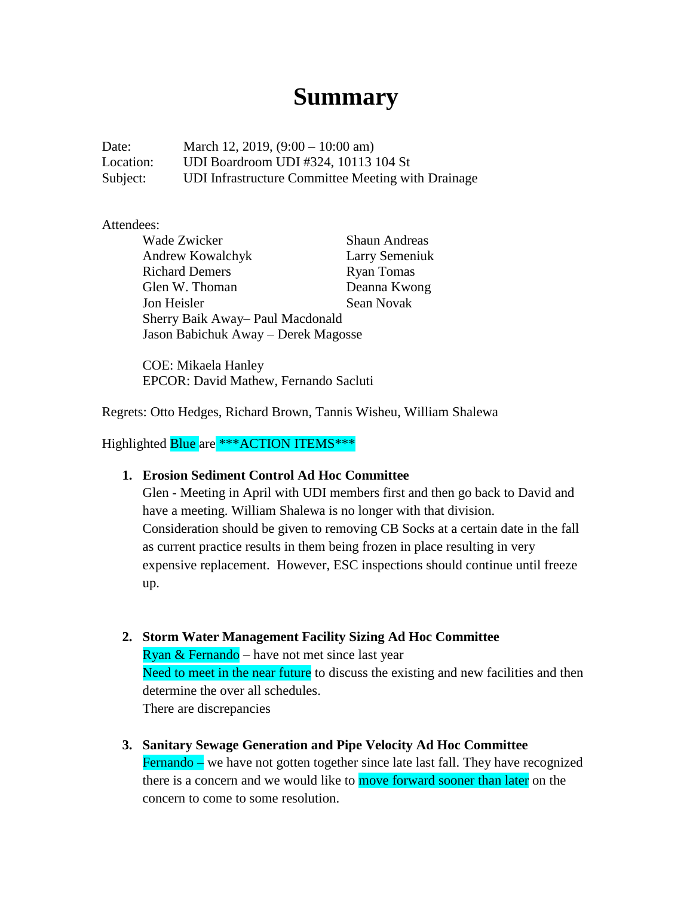# Summary

Date: March 12, 2019, (9:00 – 10:00 am)
Location: UDI Boardroom UDI #324, 10113 104 St
Subject: UDI Infrastructure Committee Meeting with Drainage

Attendees:

Wade Zwicker
Andrew Kowalchyk
Richard Demers
Glen W. Thoman
Jon Heisler
Shaun Andreas
Larry Semeniuk
Ryan Tomas
Deanna Kwong
Sean Novak
Sherry Baik Away– Paul Macdonald
Jason Babichuk Away – Derek Magosse

COE: Mikaela Hanley
EPCOR: David Mathew, Fernando Sacluti

Regrets: Otto Hedges, Richard Brown, Tannis Wisheu, William Shalewa

Highlighted Blue are ***ACTION ITEMS***

1. **Erosion Sediment Control Ad Hoc Committee**
   Glen - Meeting in April with UDI members first and then go back to David and have a meeting. William Shalewa is no longer with that division.
   Consideration should be given to removing CB Socks at a certain date in the fall as current practice results in them being frozen in place resulting in very expensive replacement. However, ESC inspections should continue until freeze up.

2. **Storm Water Management Facility Sizing Ad Hoc Committee**
   Ryan & Fernando – have not met since last year
   Need to meet in the near future to discuss the existing and new facilities and then determine the over all schedules.
   There are discrepancies

3. **Sanitary Sewage Generation and Pipe Velocity Ad Hoc Committee**
   Fernando – we have not gotten together since late last fall. They have recognized there is a concern and we would like to move forward sooner than later on the concern to come to some resolution.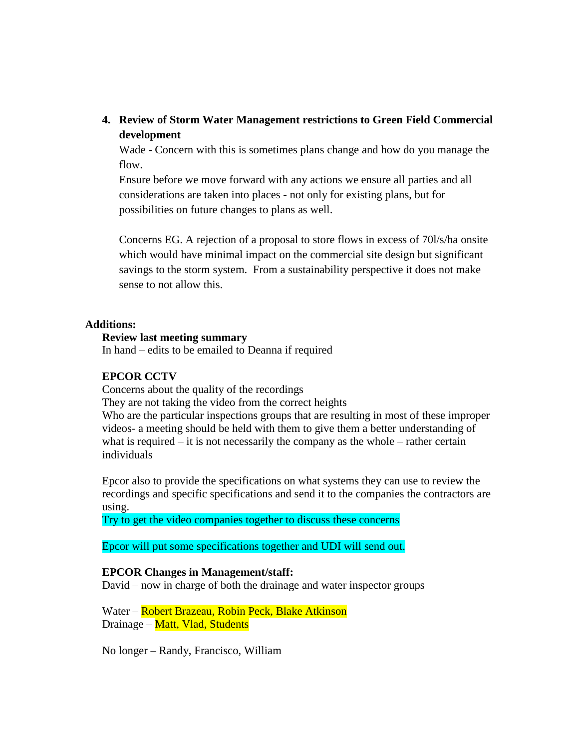4. **Review of Storm Water Management restrictions to Green Field Commercial development**

   Wade - Concern with this is sometimes plans change and how do you manage the flow.

   Ensure before we move forward with any actions we ensure all parties and all considerations are taken into places - not only for existing plans, but for possibilities on future changes to plans as well.

   Concerns EG. A rejection of a proposal to store flows in excess of 70l/s/ha onsite which would have minimal impact on the commercial site design but significant savings to the storm system. From a sustainability perspective it does not make sense to not allow this.

**Additions:**

**Review last meeting summary**
In hand – edits to be emailed to Deanna if required

**EPCOR CCTV**
Concerns about the quality of the recordings
They are not taking the video from the correct heights
Who are the particular inspections groups that are resulting in most of these improper videos- a meeting should be held with them to give them a better understanding of what is required – it is not necessarily the company as the whole – rather certain individuals

Epcor also to provide the specifications on what systems they can use to review the recordings and specific specifications and send it to the companies the contractors are using.
Try to get the video companies together to discuss these concerns

Epcor will put some specifications together and UDI will send out.

**EPCOR Changes in Management/staff:**
David – now in charge of both the drainage and water inspector groups

Water – Robert Brazeau, Robin Peck, Blake Atkinson
Drainage – Matt, Vlad, Students

No longer – Randy, Francisco, William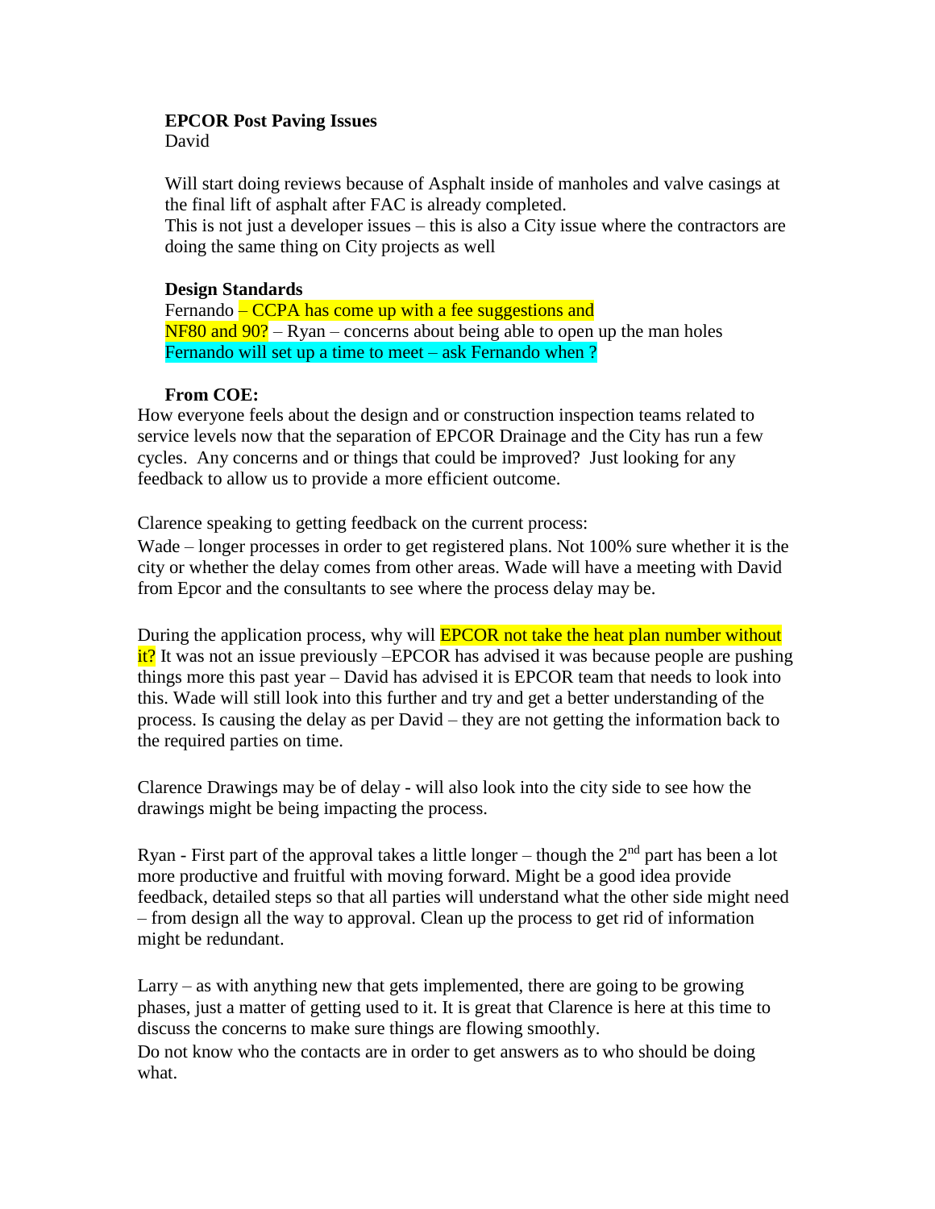**EPCOR Post Paving Issues**
David

Will start doing reviews because of Asphalt inside of manholes and valve casings at the final lift of asphalt after FAC is already completed.
This is not just a developer issues – this is also a City issue where the contractors are doing the same thing on City projects as well

**Design Standards**
Fernando – CCPA has come up with a fee suggestions and NF80 and 90? – Ryan – concerns about being able to open up the man holes
Fernando will set up a time to meet – ask Fernando when ?

**From COE:**
How everyone feels about the design and or construction inspection teams related to service levels now that the separation of EPCOR Drainage and the City has run a few cycles. Any concerns and or things that could be improved? Just looking for any feedback to allow us to provide a more efficient outcome.

Clarence speaking to getting feedback on the current process:

Wade – longer processes in order to get registered plans. Not 100% sure whether it is the city or whether the delay comes from other areas. Wade will have a meeting with David from Epcor and the consultants to see where the process delay may be.

During the application process, why will EPCOR not take the heat plan number without it? It was not an issue previously –EPCOR has advised it was because people are pushing things more this past year – David has advised it is EPCOR team that needs to look into this. Wade will still look into this further and try and get a better understanding of the process. Is causing the delay as per David – they are not getting the information back to the required parties on time.

Clarence Drawings may be of delay - will also look into the city side to see how the drawings might be being impacting the process.

Ryan - First part of the approval takes a little longer – though the 2nd part has been a lot more productive and fruitful with moving forward. Might be a good idea provide feedback, detailed steps so that all parties will understand what the other side might need – from design all the way to approval. Clean up the process to get rid of information might be redundant.

Larry – as with anything new that gets implemented, there are going to be growing phases, just a matter of getting used to it. It is great that Clarence is here at this time to discuss the concerns to make sure things are flowing smoothly.
Do not know who the contacts are in order to get answers as to who should be doing what.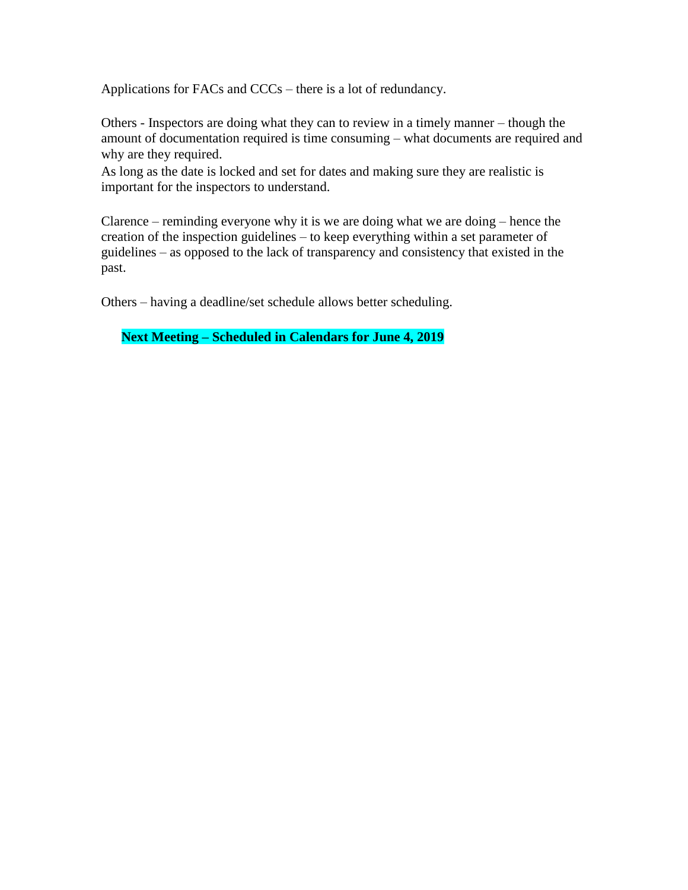Applications for FACs and CCCs – there is a lot of redundancy.

Others - Inspectors are doing what they can to review in a timely manner – though the amount of documentation required is time consuming – what documents are required and why are they required.

As long as the date is locked and set for dates and making sure they are realistic is important for the inspectors to understand.

Clarence – reminding everyone why it is we are doing what we are doing – hence the creation of the inspection guidelines – to keep everything within a set parameter of guidelines – as opposed to the lack of transparency and consistency that existed in the past.

Others – having a deadline/set schedule allows better scheduling.

**Next Meeting – Scheduled in Calendars for June 4, 2019**